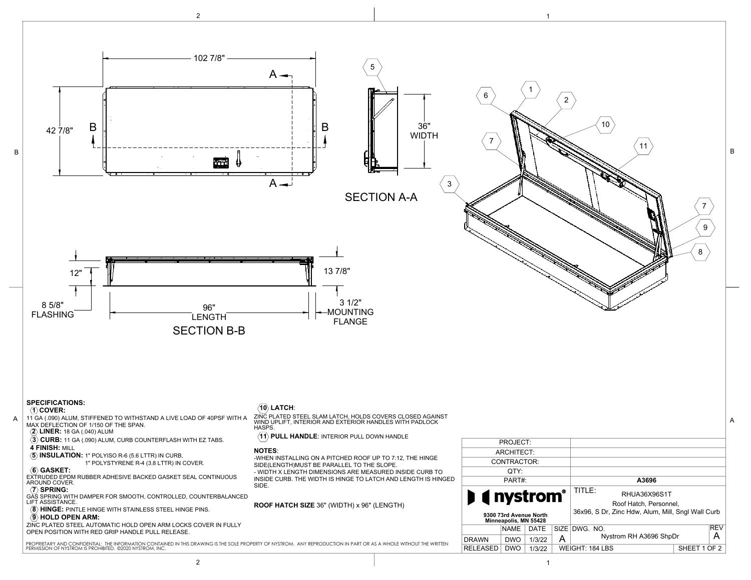102 7/8"

42 7/8"

A — A

B — B

36" WIDTH

SECTION A-A

12"

13 7/8"

8 5/8" FLASHING

96" LENGTH

3 1/2" MOUNTING FLANGE

SECTION B-B

## SPECIFICATIONS:

**1 COVER:**
11 GA (.090) ALUM, STIFFENED TO WITHSTAND A LIVE LOAD OF 40PSF WITH A MAX DEFLECTION OF 1/150 OF THE SPAN.

**2 LINER:** 18 GA (.040) ALUM

**3 CURB:** 11 GA (.090) ALUM, CURB COUNTERFLASH WITH EZ TABS.

**4 FINISH:** MILL

**5 INSULATION:** 1" POLYISO R-6 (5.6 LTTR) IN CURB,
1" POLYSTYRENE R-4 (3.8 LTTR) IN COVER.

**6 GASKET:**
EXTRUDED EPDM RUBBER ADHESIVE BACKED GASKET SEAL CONTINUOUS AROUND COVER.

**7 SPRING:**
GAS SPRING WITH DAMPER FOR SMOOTH, CONTROLLED, COUNTERBALANCED LIFT ASSISTANCE.

**8 HINGE:** PINTLE HINGE WITH STAINLESS STEEL HINGE PINS.

**9 HOLD OPEN ARM:**
ZINC PLATED STEEL AUTOMATIC HOLD OPEN ARM LOCKS COVER IN FULLY OPEN POSITION WITH RED GRIP HANDLE PULL RELEASE.

**10 LATCH:**
ZINC PLATED STEEL SLAM LATCH, HOLDS COVERS CLOSED AGAINST WIND UPLIFT, INTERIOR AND EXTERIOR HANDLES WITH PADLOCK HASPS.

**11 PULL HANDLE:** INTERIOR PULL DOWN HANDLE

**NOTES:**
- WHEN INSTALLING ON A PITCHED ROOF UP TO 7:12, THE HINGE SIDE(LENGTH)MUST BE PARALLEL TO THE SLOPE.
- WIDTH X LENGTH DIMENSIONS ARE MEASURED INSIDE CURB TO INSIDE CURB. THE WIDTH IS HINGE TO LATCH AND LENGTH IS HINGED SIDE.

**ROOF HATCH SIZE** 36" (WIDTH) x 96" (LENGTH)

PROPRIETARY AND CONFIDENTIAL: THE INFORMATION CONTAINED IN THIS DRAWING IS THE SOLE PROPERTY OF NYSTROM. ANY REPRODUCTION IN PART OR AS A WHOLE WITHOUT THE WRITTEN PERMISSION OF NYSTROM IS PROHIBITED. ©2020 NYSTROM, INC.

| PROJECT: | | | | |
|---|---|---|---|---|
| ARCHITECT: | | | | |
| CONTRACTOR: | | | | |
| QTY: | | | | |
| PART#: | | | | A3696 |
| nystrom® 9300 73rd Avenue North Minneapolis, MN 55428 | | | | TITLE: RHUA36X96S1T Roof Hatch, Personnel, 36x96, S Dr, Zinc Hdw, Alum, Mill, Sngl Wall Curb |
| | NAME | DATE | SIZE | DWG. NO. Nystrom RH A3696 ShpDr — REV A |
| DRAWN | DWO | 1/3/22 | A | |
| RELEASED | DWO | 1/3/22 | | WEIGHT: 184 LBS — SHEET 1 OF 2 |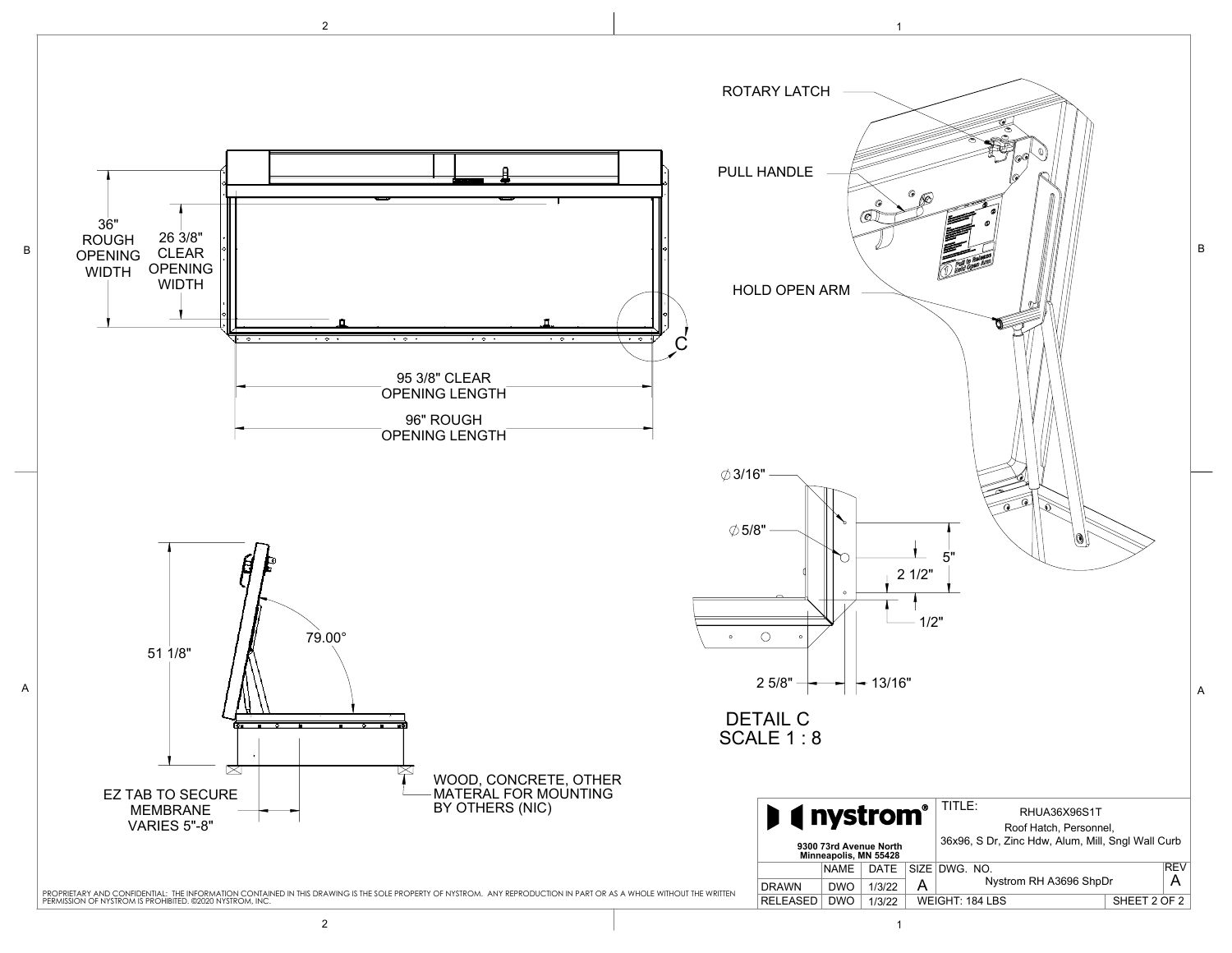36" ROUGH OPENING WIDTH

26 3/8" CLEAR OPENING WIDTH

95 3/8" CLEAR OPENING LENGTH

96" ROUGH OPENING LENGTH

C

ROTARY LATCH

PULL HANDLE

HOLD OPEN ARM

51 1/8"

79.00°

EZ TAB TO SECURE MEMBRANE VARIES 5"-8"

WOOD, CONCRETE, OTHER MATERAL FOR MOUNTING BY OTHERS (NIC)

∅ 3/16"

∅ 5/8"

5"

2 1/2"

1/2"

2 5/8"

13/16"

## DETAIL C
SCALE 1 : 8

PROPRIETARY AND CONFIDENTIAL: THE INFORMATION CONTAINED IN THIS DRAWING IS THE SOLE PROPERTY OF NYSTROM. ANY REPRODUCTION IN PART OR AS A WHOLE WITHOUT THE WRITTEN PERMISSION OF NYSTROM IS PROHIBITED. ©2020 NYSTROM, INC.

**nystrom®**
9300 73rd Avenue North
Minneapolis, MN 55428

TITLE: RHUA36X96S1T
Roof Hatch, Personnel, 36x96, S Dr, Zinc Hdw, Alum, Mill, Sngl Wall Curb

| | NAME | DATE | SIZE | DWG. NO. | REV |
|---|---|---|---|---|---|
| DRAWN | DWO | 1/3/22 | A | Nystrom RH A3696 ShpDr | A |
| RELEASED | DWO | 1/3/22 | WEIGHT: 184 LBS | | SHEET 2 OF 2 |